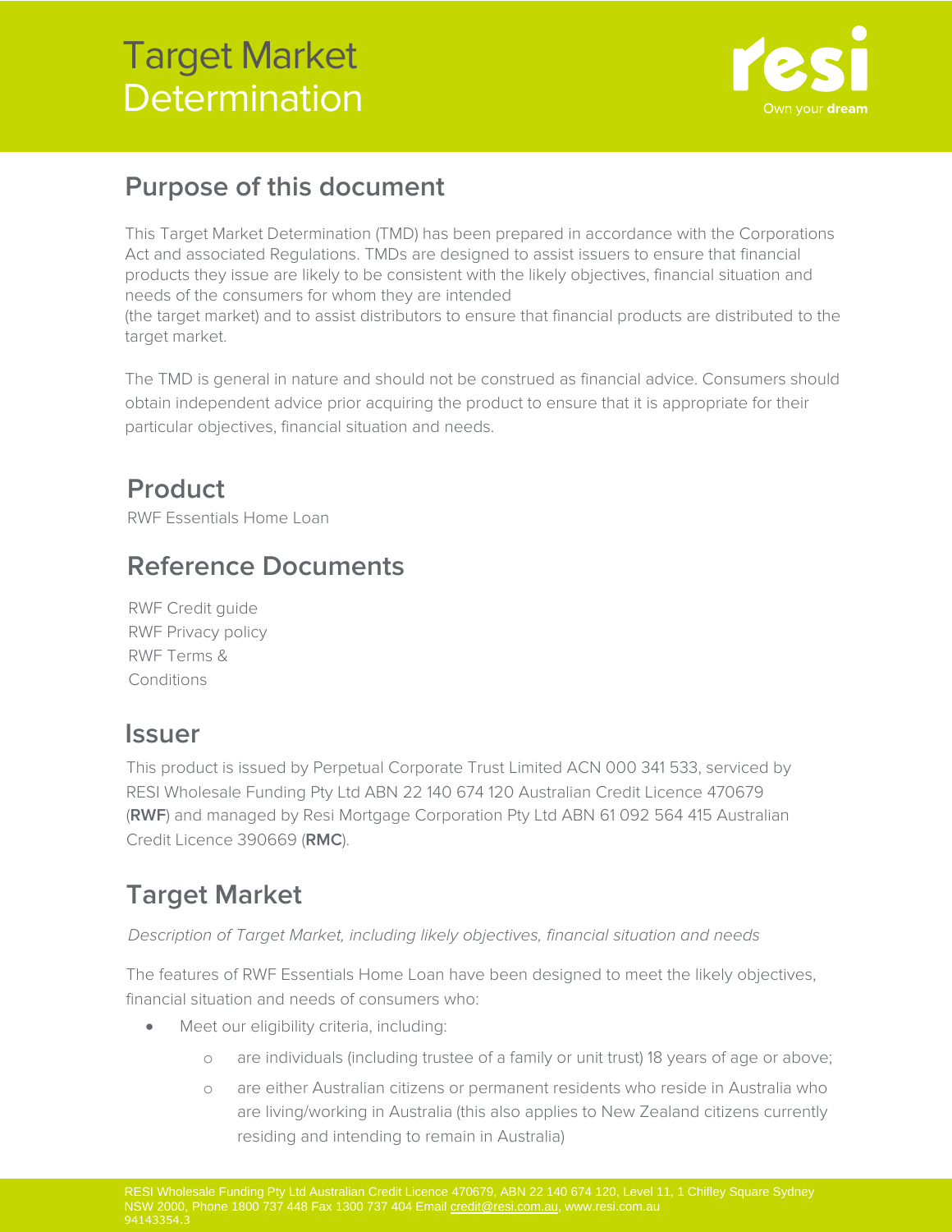# Target Market Determination

## Purpose of this document

This Target Market Determination (TMD) has been prepared in accordance with the Corporations Act and associated Regulations. TMDs are designed to assist issuers to ensure that financial products they issue are likely to be consistent with the likely objectives, financial situation and needs of the consumers for whom they are intended (the target market) and to assist distributors to ensure that financial products are distributed to the target market.

The TMD is general in nature and should not be construed as financial advice. Consumers should obtain independent advice prior acquiring the product to ensure that it is appropriate for their particular objectives, financial situation and needs.

## Product

RWF Essentials Home Loan

## Reference Documents

RWF Credit guide
RWF Privacy policy
RWF Terms & Conditions

## Issuer

This product is issued by Perpetual Corporate Trust Limited ACN 000 341 533, serviced by RESI Wholesale Funding Pty Ltd ABN 22 140 674 120 Australian Credit Licence 470679 (**RWF**) and managed by Resi Mortgage Corporation Pty Ltd ABN 61 092 564 415 Australian Credit Licence 390669 (**RMC**).

## Target Market

*Description of Target Market, including likely objectives, financial situation and needs*

The features of RWF Essentials Home Loan have been designed to meet the likely objectives, financial situation and needs of consumers who:

- Meet our eligibility criteria, including:
    - are individuals (including trustee of a family or unit trust) 18 years of age or above;
    - are either Australian citizens or permanent residents who reside in Australia who are living/working in Australia (this also applies to New Zealand citizens currently residing and intending to remain in Australia)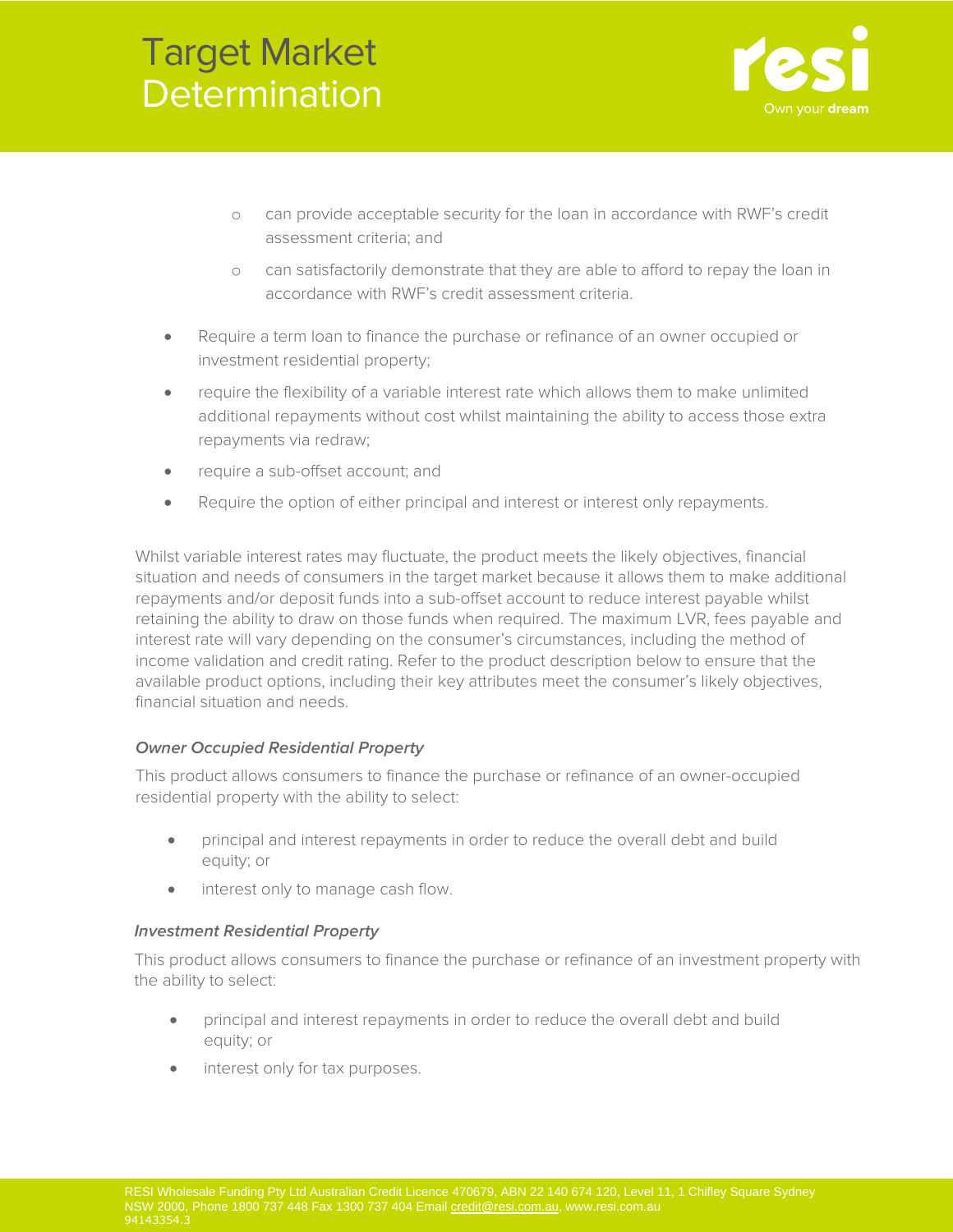- can provide acceptable security for the loan in accordance with RWF's credit assessment criteria; and
  - can satisfactorily demonstrate that they are able to afford to repay the loan in accordance with RWF's credit assessment criteria.
- Require a term loan to finance the purchase or refinance of an owner occupied or investment residential property;
- require the flexibility of a variable interest rate which allows them to make unlimited additional repayments without cost whilst maintaining the ability to access those extra repayments via redraw;
- require a sub-offset account; and
- Require the option of either principal and interest or interest only repayments.

Whilst variable interest rates may fluctuate, the product meets the likely objectives, financial situation and needs of consumers in the target market because it allows them to make additional repayments and/or deposit funds into a sub-offset account to reduce interest payable whilst retaining the ability to draw on those funds when required. The maximum LVR, fees payable and interest rate will vary depending on the consumer's circumstances, including the method of income validation and credit rating. Refer to the product description below to ensure that the available product options, including their key attributes meet the consumer's likely objectives, financial situation and needs.

***Owner Occupied Residential Property***

This product allows consumers to finance the purchase or refinance of an owner-occupied residential property with the ability to select:

- principal and interest repayments in order to reduce the overall debt and build equity; or
- interest only to manage cash flow.

***Investment Residential Property***

This product allows consumers to finance the purchase or refinance of an investment property with the ability to select:

- principal and interest repayments in order to reduce the overall debt and build equity; or
- interest only for tax purposes.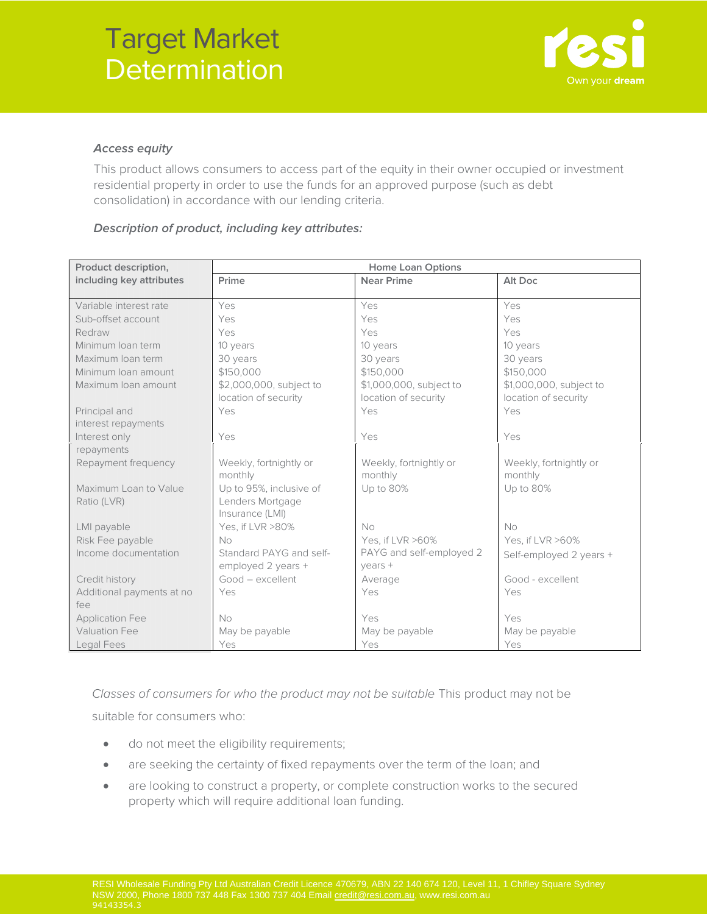*Access equity*

This product allows consumers to access part of the equity in their owner occupied or investment residential property in order to use the funds for an approved purpose (such as debt consolidation) in accordance with our lending criteria.

***Description of product, including key attributes:***

| Product description, including key attributes | Home Loan Options | | |
|---|---|---|---|
| | Prime | Near Prime | Alt Doc |
| Variable interest rate | Yes | Yes | Yes |
| Sub-offset account | Yes | Yes | Yes |
| Redraw | Yes | Yes | Yes |
| Minimum loan term | 10 years | 10 years | 10 years |
| Maximum loan term | 30 years | 30 years | 30 years |
| Minimum loan amount | $150,000 | $150,000 | $150,000 |
| Maximum loan amount | $2,000,000, subject to location of security | $1,000,000, subject to location of security | $1,000,000, subject to location of security |
| Principal and interest repayments | Yes | Yes | Yes |
| Interest only repayments | Yes | Yes | Yes |
| Repayment frequency | Weekly, fortnightly or monthly | Weekly, fortnightly or monthly | Weekly, fortnightly or monthly |
| Maximum Loan to Value Ratio (LVR) | Up to 95%, inclusive of Lenders Mortgage Insurance (LMI) | Up to 80% | Up to 80% |
| LMI payable | Yes, if LVR >80% | No | No |
| Risk Fee payable | No | Yes, if LVR >60% | Yes, if LVR >60% |
| Income documentation | Standard PAYG and self-employed 2 years + | PAYG and self-employed 2 years + | Self-employed 2 years + |
| Credit history | Good – excellent | Average | Good - excellent |
| Additional payments at no fee | Yes | Yes | Yes |
| Application Fee | No | Yes | Yes |
| Valuation Fee | May be payable | May be payable | May be payable |
| Legal Fees | Yes | Yes | Yes |

*Classes of consumers for who the product may not be suitable* This product may not be suitable for consumers who:

- do not meet the eligibility requirements;
- are seeking the certainty of fixed repayments over the term of the loan; and
- are looking to construct a property, or complete construction works to the secured property which will require additional loan funding.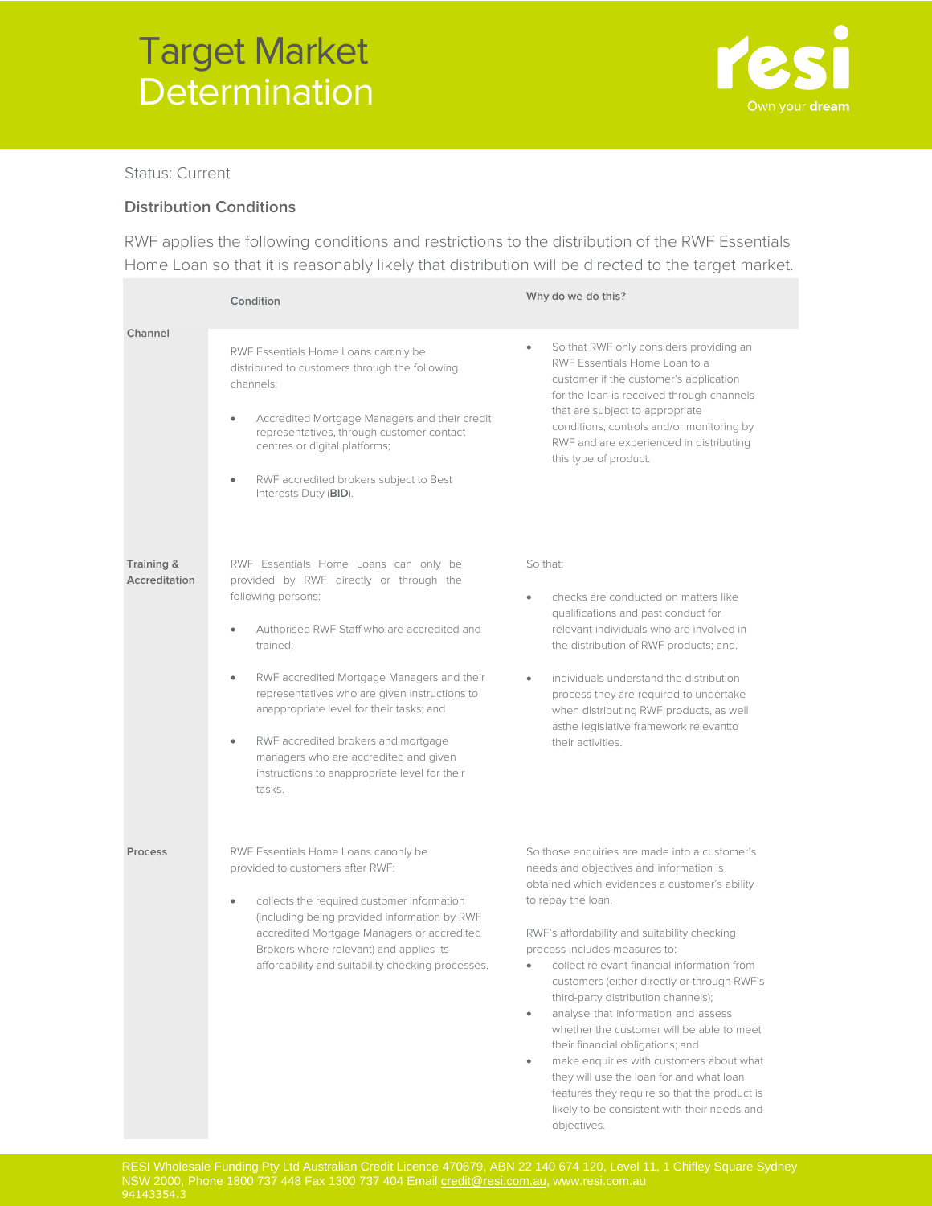Status: Current

## Distribution Conditions

RWF applies the following conditions and restrictions to the distribution of the RWF Essentials Home Loan so that it is reasonably likely that distribution will be directed to the target market.

| | Condition | Why do we do this? |
|---|---|---|
| **Channel** | RWF Essentials Home Loans can only be distributed to customers through the following channels:<br><br>• Accredited Mortgage Managers and their credit representatives, through customer contact centres or digital platforms;<br><br>• RWF accredited brokers subject to Best Interests Duty (**BID**). | • So that RWF only considers providing an RWF Essentials Home Loan to a customer if the customer's application for the loan is received through channels that are subject to appropriate conditions, controls and/or monitoring by RWF and are experienced in distributing this type of product. |
| **Training & Accreditation** | RWF Essentials Home Loans can only be provided by RWF directly or through the following persons:<br><br>• Authorised RWF Staff who are accredited and trained;<br><br>• RWF accredited Mortgage Managers and their representatives who are given instructions to an appropriate level for their tasks; and<br><br>• RWF accredited brokers and mortgage managers who are accredited and given instructions to an appropriate level for their tasks. | So that:<br><br>• checks are conducted on matters like qualifications and past conduct for relevant individuals who are involved in the distribution of RWF products; and.<br><br>• individuals understand the distribution process they are required to undertake when distributing RWF products, as well as the legislative framework relevant to their activities. |
| **Process** | RWF Essentials Home Loans can only be provided to customers after RWF:<br><br>• collects the required customer information (including being provided information by RWF accredited Mortgage Managers or accredited Brokers where relevant) and applies its affordability and suitability checking processes. | So those enquiries are made into a customer's needs and objectives and information is obtained which evidences a customer's ability to repay the loan.<br><br>RWF's affordability and suitability checking process includes measures to:<br>• collect relevant financial information from customers (either directly or through RWF's third-party distribution channels);<br>• analyse that information and assess whether the customer will be able to meet their financial obligations; and<br>• make enquiries with customers about what they will use the loan for and what loan features they require so that the product is likely to be consistent with their needs and objectives. |

RESI Wholesale Funding Pty Ltd Australian Credit Licence 470679, ABN 22 140 674 120, Level 11, 1 Chifley Square Sydney NSW 2000, Phone 1800 737 448 Fax 1300 737 404 Email credit@resi.com.au, www.resi.com.au
94143354.3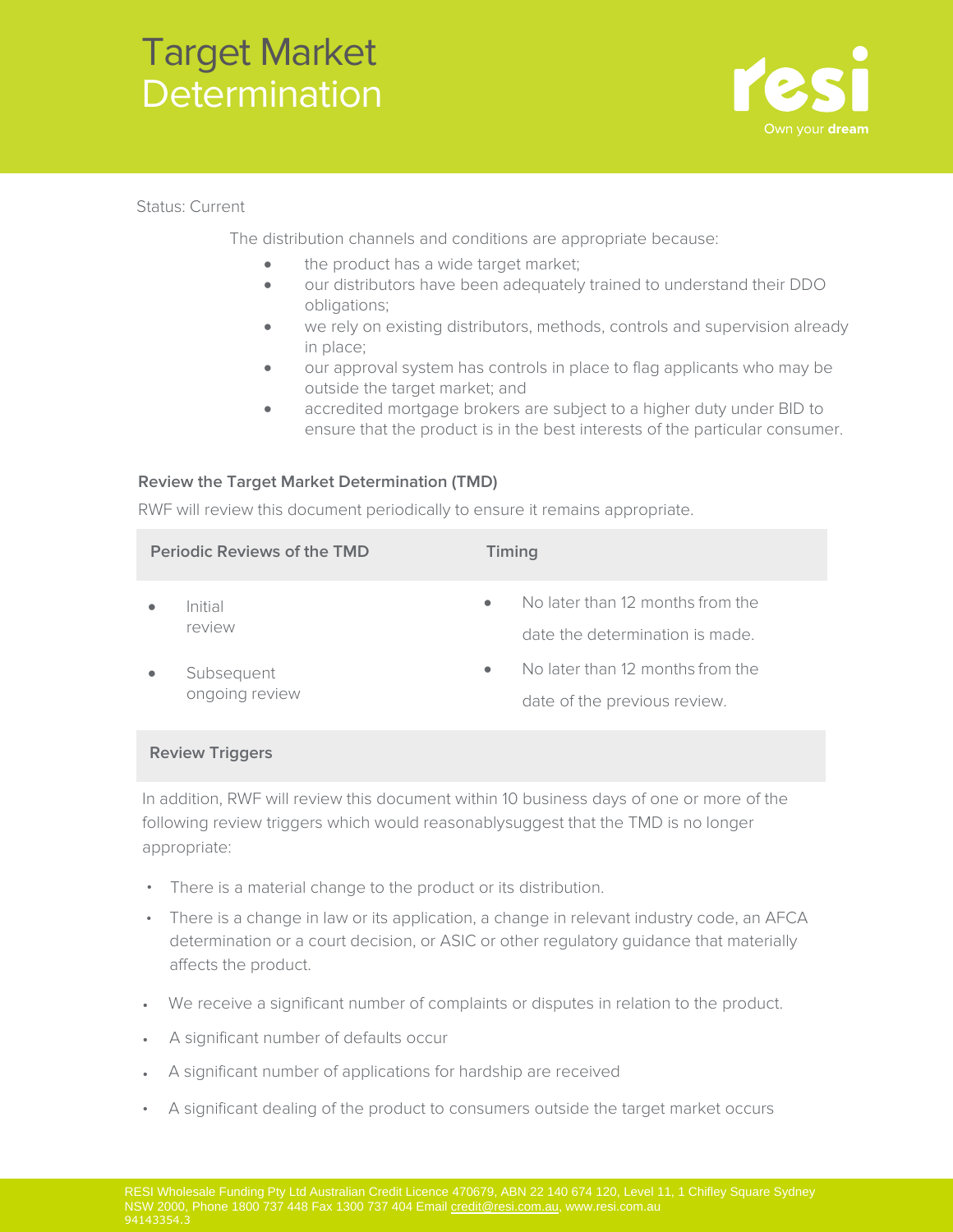Status: Current

The distribution channels and conditions are appropriate because:

- the product has a wide target market;
- our distributors have been adequately trained to understand their DDO obligations;
- we rely on existing distributors, methods, controls and supervision already in place;
- our approval system has controls in place to flag applicants who may be outside the target market; and
- accredited mortgage brokers are subject to a higher duty under BID to ensure that the product is in the best interests of the particular consumer.

### Review the Target Market Determination (TMD)

RWF will review this document periodically to ensure it remains appropriate.

| Periodic Reviews of the TMD | Timing |
|---|---|
| • Initial review | • No later than 12 months from the date the determination is made. |
| • Subsequent ongoing review | • No later than 12 months from the date of the previous review. |

### Review Triggers

In addition, RWF will review this document within 10 business days of one or more of the following review triggers which would reasonablysuggest that the TMD is no longer appropriate:

- There is a material change to the product or its distribution.
- There is a change in law or its application, a change in relevant industry code, an AFCA determination or a court decision, or ASIC or other regulatory guidance that materially affects the product.
- We receive a significant number of complaints or disputes in relation to the product.
- A significant number of defaults occur
- A significant number of applications for hardship are received
- A significant dealing of the product to consumers outside the target market occurs

RESI Wholesale Funding Pty Ltd Australian Credit Licence 470679, ABN 22 140 674 120, Level 11, 1 Chifley Square Sydney NSW 2000, Phone 1800 737 448 Fax 1300 737 404 Email credit@resi.com.au, www.resi.com.au
94143354.3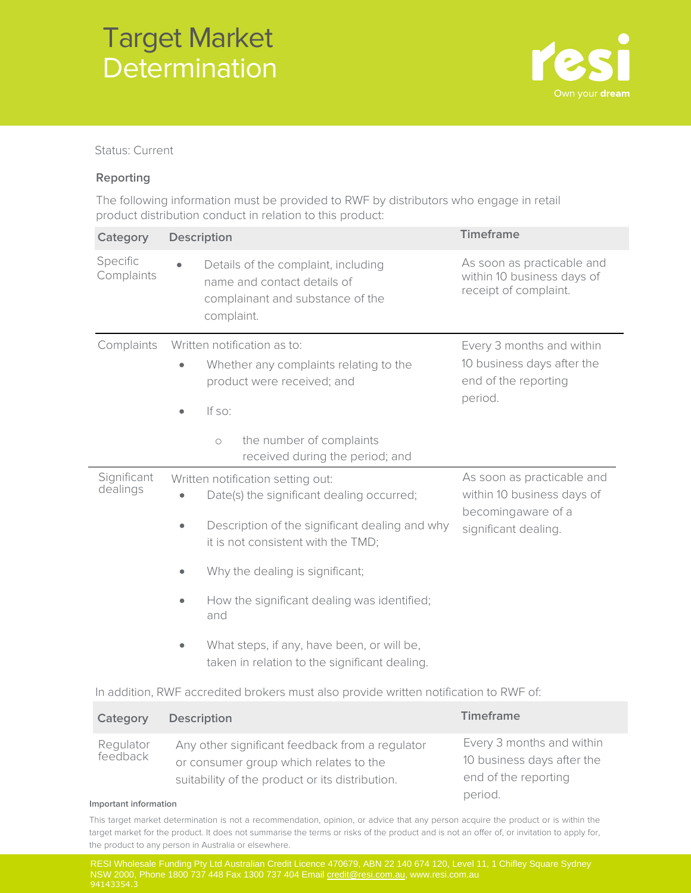# Target Market Determination

Status: Current

## Reporting

The following information must be provided to RWF by distributors who engage in retail product distribution conduct in relation to this product:

| Category | Description | Timeframe |
|---|---|---|
| Specific Complaints | • Details of the complaint, including name and contact details of complainant and substance of the complaint. | As soon as practicable and within 10 business days of receipt of complaint. |
| Complaints | Written notification as to:<br>• Whether any complaints relating to the product were received; and<br>• If so:<br>○ the number of complaints received during the period; and | Every 3 months and within 10 business days after the end of the reporting period. |
| Significant dealings | Written notification setting out:<br>• Date(s) the significant dealing occurred;<br>• Description of the significant dealing and why it is not consistent with the TMD;<br>• Why the dealing is significant;<br>• How the significant dealing was identified; and<br>• What steps, if any, have been, or will be, taken in relation to the significant dealing. | As soon as practicable and within 10 business days of becomingaware of a significant dealing. |

In addition, RWF accredited brokers must also provide written notification to RWF of:

| Category | Description | Timeframe |
|---|---|---|
| Regulator feedback | Any other significant feedback from a regulator or consumer group which relates to the suitability of the product or its distribution. | Every 3 months and within 10 business days after the end of the reporting period. |

**Important information**

This target market determination is not a recommendation, opinion, or advice that any person acquire the product or is within the target market for the product. It does not summarise the terms or risks of the product and is not an offer of, or invitation to apply for, the product to any person in Australia or elsewhere.

RESI Wholesale Funding Pty Ltd Australian Credit Licence 470679, ABN 22 140 674 120, Level 11, 1 Chifley Square Sydney NSW 2000, Phone 1800 737 448 Fax 1300 737 404 Email credit@resi.com.au, www.resi.com.au
94143354.3